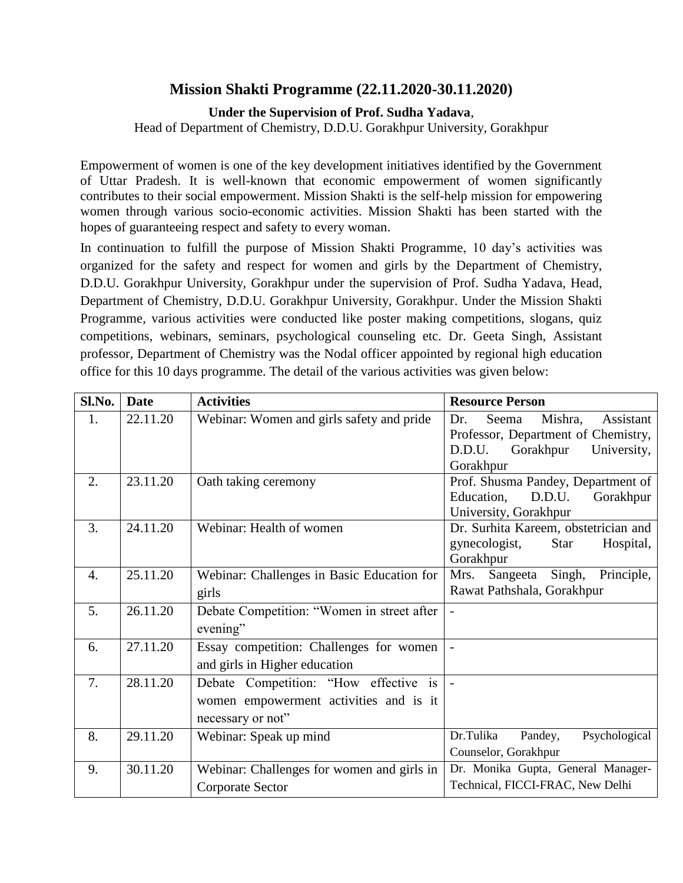# Mission Shakti Programme (22.11.2020-30.11.2020)

**Under the Supervision of Prof. Sudha Yadava**,

Head of Department of Chemistry, D.D.U. Gorakhpur University, Gorakhpur

Empowerment of women is one of the key development initiatives identified by the Government of Uttar Pradesh. It is well-known that economic empowerment of women significantly contributes to their social empowerment. Mission Shakti is the self-help mission for empowering women through various socio-economic activities. Mission Shakti has been started with the hopes of guaranteeing respect and safety to every woman.

In continuation to fulfill the purpose of Mission Shakti Programme, 10 day's activities was organized for the safety and respect for women and girls by the Department of Chemistry, D.D.U. Gorakhpur University, Gorakhpur under the supervision of Prof. Sudha Yadava, Head, Department of Chemistry, D.D.U. Gorakhpur University, Gorakhpur. Under the Mission Shakti Programme, various activities were conducted like poster making competitions, slogans, quiz competitions, webinars, seminars, psychological counseling etc. Dr. Geeta Singh, Assistant professor, Department of Chemistry was the Nodal officer appointed by regional high education office for this 10 days programme. The detail of the various activities was given below:

| Sl.No. | Date | Activities | Resource Person |
|---|---|---|---|
| 1. | 22.11.20 | Webinar: Women and girls safety and pride | Dr. Seema Mishra, Assistant Professor, Department of Chemistry, D.D.U. Gorakhpur University, Gorakhpur |
| 2. | 23.11.20 | Oath taking ceremony | Prof. Shusma Pandey, Department of Education, D.D.U. Gorakhpur University, Gorakhpur |
| 3. | 24.11.20 | Webinar: Health of women | Dr. Surhita Kareem, obstetrician and gynecologist, Star Hospital, Gorakhpur |
| 4. | 25.11.20 | Webinar: Challenges in Basic Education for girls | Mrs. Sangeeta Singh, Principle, Rawat Pathshala, Gorakhpur |
| 5. | 26.11.20 | Debate Competition: "Women in street after evening" | - |
| 6. | 27.11.20 | Essay competition: Challenges for women and girls in Higher education | - |
| 7. | 28.11.20 | Debate Competition: "How effective is women empowerment activities and is it necessary or not" | - |
| 8. | 29.11.20 | Webinar: Speak up mind | Dr.Tulika Pandey, Psychological Counselor, Gorakhpur |
| 9. | 30.11.20 | Webinar: Challenges for women and girls in Corporate Sector | Dr. Monika Gupta, General Manager-Technical, FICCI-FRAC, New Delhi |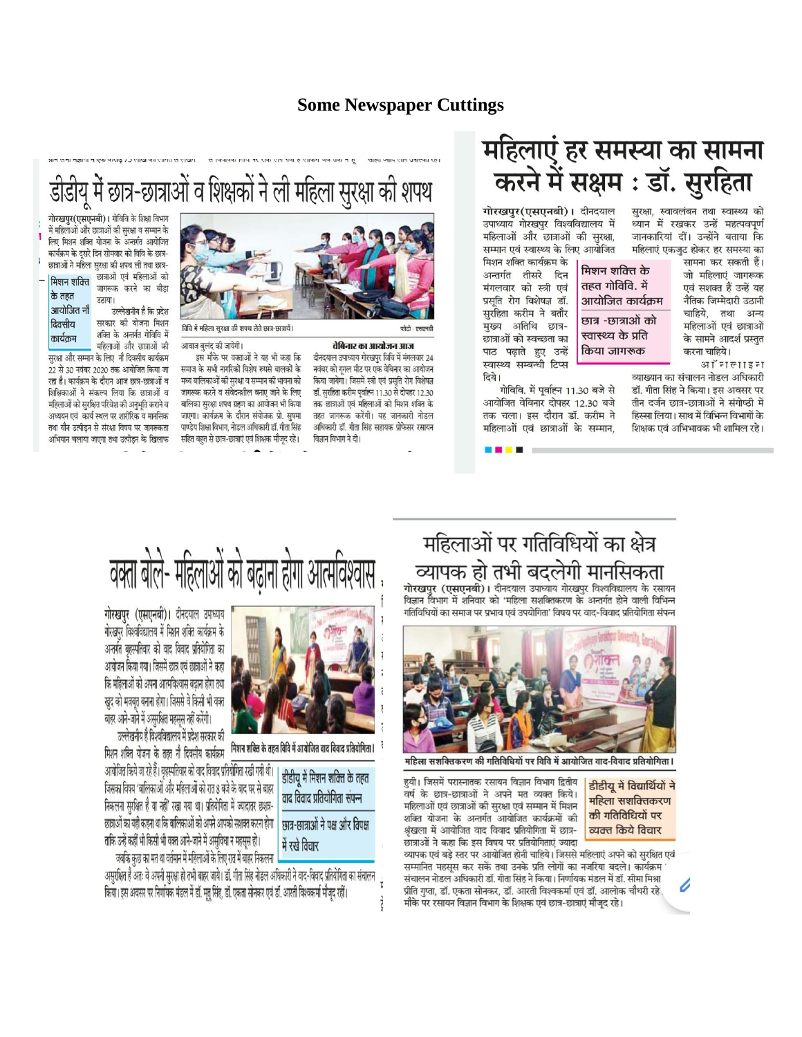# Some Newspaper Cuttings

## डीडीयू में छात्र-छात्राओं व शिक्षकों ने ली महिला सुरक्षा की शपथ

गोरखपुर(एसएनबी)। गोविवि के शिक्षा विभाग में महिलाओं और छात्राओं की सुरक्षा व सम्मान के लिए मिशन शक्ति योजना के अन्तर्गत आयोजित कार्यक्रम के दूसरे दिन सोमवार को विवि के छात्र-छात्राओं ने महिला सुरक्षा की शपथ ली तथा छात्र-छात्राओं एवं महिलाओं को जागरूक करने का बीड़ा उठाया।

**मिशन शक्ति के तहत आयोजित नौ दिवसीय कार्यक्रम**

उल्लेखनीय है कि प्रदेश सरकार की योजना मिशन शक्ति के अन्तर्गत गोविवि में महिलाओं और छात्राओं की सुरक्षा और सम्मान के लिए नौ दिवसीय कार्यक्रम 22 से 30 नवंबर 2020 तक आयोजित किया जा रहा है। कार्यक्रम के दौरान आज छात्र-छात्राओं व शिक्षिकाओं ने संकल्प लिया कि छात्राओं व महिलाओं को सुरक्षित परिवेश की अनुभूति कराने व अध्ययन एवं कार्य स्थल पर शारीरिक व मानसिक तथा यौन उत्पीड़न से संरक्षा विषय पर जागरूकता अभियान चलाया जाएगा तथा उत्पीड़न के खिलाफ आवाज बुलंद की जायेगी।

विवि में महिला सुरक्षा की शपथ लेते छात्र-छात्रायें। फोटो : एसएनबी

इस मौके पर वक्ताओं ने यह भी कहा कि समाज के सभी नागरिकों विशेष रूपसे बालकों के मध्य बालिकाओं की सुरक्षा व सम्मान की भावना को जागरूक करने व संवेदनशील बनाए जाने के लिए बालिका सुरक्षा शपथ ग्रहण का आयोजन भी किया जाएगा। कार्यक्रम के दौरान संयोजक प्रो. सुषमा पाण्डेय शिक्षा विभाग, नोडल अधिकारी डॉ. गीता सिंह सहित बहुत से छात्र-छात्राएं एवं शिक्षक मौजूद रहे।

**वेबिनार का आयोजन आज**

दीनदयाल उपाध्याय गोरखपुर विवि में मंगलवार 24 नवंबर को गूगल मीट पर एक वेबिनार का आयोजन किया जायेगा। जिसमें स्त्री एवं प्रसूति रोग विशेषज्ञ डॉ. सुरहिता करीम पूर्वाह्न 11.30 से दोपहर 12.30 तक छात्राओं एवं महिलाओं को मिशन शक्ति के तहत जागरूक करेंगी। यह जानकारी नोडल अधिकारी डॉ. गीता सिंह सहायक प्रोफेसर रसायन विज्ञान विभाग ने दी।

## महिलाएं हर समस्या का सामना करने में सक्षम : डॉ. सुरहिता

गोरखपुर(एसएनबी)। दीनदयाल उपाध्याय गोरखपुर विश्वविद्यालय में महिलाओं और छात्राओं की सुरक्षा, सम्मान एवं स्वास्थ्य के लिए आयोजित मिशन शक्ति कार्यक्रम के अन्तर्गत तीसरे दिन मंगलवार को स्त्री एवं प्रसूति रोग विशेषज्ञ डॉ. सुरहिता करीम ने बतौर मुख्य अतिथि छात्र-छात्राओं को स्वच्छता का पाठ पढ़ाते हुए उन्हें स्वास्थ्य सम्बन्धी टिप्स दिये।

**मिशन शक्ति के तहत गोविवि. में आयोजित कार्यक्रम**

**छात्र -छात्राओं को स्वास्थ्य के प्रति किया जागरूक**

गोविवि. में पूर्वाह्न 11.30 बजे से आयोजित वेबिनार दोपहर 12.30 बजे तक चला। इस दौरान डॉ. करीम ने महिलाओं एवं छात्राओं के सम्मान, सुरक्षा, स्वावलंबन तथा स्वास्थ्य को ध्यान में रखकर उन्हें महत्वपूर्ण जानकारियां दीं। उन्होंने बताया कि महिलाएं एकजुट होकर हर समस्या का सामना कर सकती हैं। जो महिलाएं जागरूक एवं सशक्त हैं उन्हें यह नैतिक जिम्मेदारी उठानी चाहिये, तथा अन्य महिलाओं एवं छात्राओं के सामने आदर्श प्रस्तुत करना चाहिये।

व्याख्यान का संचालन नोडल अधिकारी डॉ. गीता सिंह ने किया। इस अवसर पर तीन दर्जन छात्र-छात्राओं ने संगोष्ठी में हिस्सा लिया। साथ में विभिन्न विभागों के शिक्षक एवं अभिभावक भी शामिल रहे।

## वक्ता बोले- महिलाओं को बढ़ाना होगा आत्मविश्वास

गोरखपुर (एसएनबी)। दीनदयाल उपाध्याय गोरखपुर विश्वविद्यालय में मिशन शक्ति कार्यक्रम के अन्तर्गत बृहस्पतिवार को वाद विवाद प्रतियोगिता का आयोजन किया गया। जिसमें छात्र एवं छात्राओं ने कहा कि महिलाओं को अपना आत्मविश्वास बढ़ाना होगा तथा खुद को मजबूत बनाना होगा। जिससे वे किसी भी वक्त बाहर आने-जाने में असुरक्षित महसूस नहीं करेंगी।

मिशन शक्ति के तहत विवि में आयोजित वाद विवाद प्रतियोगिता।

**डीडीयू में मिशन शक्ति के तहत वाद विवाद प्रतियोगिता संपन्न**

**छात्र-छात्राओं ने पक्ष और विपक्ष में रखे विचार**

उल्लेखनीय है विश्वविद्यालय में प्रदेश सरकार की मिशन शक्ति योजना के तहत नौ दिवसीय कार्यक्रम आयोजित किये जा रहे हैं। बृहस्पतिवार को वाद विवाद प्रतियोगिता रखी गयी थी। जिसका विषय 'बालिकाओं और महिलाओं को रात 8 बजे के बाद घर से बाहर निकलना सुरक्षित है या नहीं' रखा गया था। प्रतियोगिता में ज्यादातर छात्र-छात्राओं का यही कहना था कि बालिकाओं को अपने आपको सशक्त करना होगा ताकि उन्हें कहीं भी किसी भी वक्त आने-जाने में असुविधा न महसूस हो।

जबकि कुछ का मत था वर्तमान में महिलाओं के लिए रात में बाहर निकलना असुरक्षित है अतः वे अपनी सुरक्षा हो तभी बाहर जायें। डॉ. गीता सिंह नोडल अधिकारी ने वाद-विवाद प्रतियोगिता का संचालन किया। इस अवसर पर निर्णायक मंडल में डॉ. मृदु सिंह, डॉ. एकता सोनकर एवं डॉ. आरती विश्वकर्मा मौजूद रहीं।

## महिलाओं पर गतिविधियों का क्षेत्र व्यापक हो तभी बदलेगी मानसिकता

गोरखपुर (एसएनबी)। दीनदयाल उपाध्याय गोरखपुर विश्वविद्यालय के रसायन विज्ञान विभाग में शनिवार को 'महिला सशक्तिकरण के अन्तर्गत होने वाली विभिन्न गतिविधियों का समाज पर प्रभाव एवं उपयोगिता' विषय पर वाद-विवाद प्रतियोगिता संपन्न हुयी। जिसमें परास्नातक रसायन विज्ञान विभाग द्वितीय वर्ष के छात्र-छात्राओं ने अपने मत व्यक्त किये। महिलाओं एवं छात्राओं की सुरक्षा एवं सम्मान में मिशन शक्ति योजना के अन्तर्गत आयोजित कार्यक्रमों की श्रृंखला में आयोजित वाद विवाद प्रतियोगिता में छात्र-छात्राओं ने कहा कि इस विषय पर प्रतियोगिताएं ज्यादा व्यापक एवं बड़े स्तर पर आयोजित होनी चाहिये। जिससे महिलाएं अपने को सुरक्षित एवं सम्मानित महसूस कर सके तथा उनके प्रति लोगों का नजरिया बदले। कार्यक्रम संचालन नोडल अधिकारी डॉ. गीता सिंह ने किया। निर्णायक मंडल में डॉ. सीमा मिश्रा, प्रीति गुप्ता, डॉ. एकता सोनकर, डॉ. आरती विश्वकर्मा एवं डॉ. आलोक चौधरी रहे। मौके पर रसायन विज्ञान विभाग के शिक्षक एवं छात्र-छात्राएं मौजूद रहे।

महिला सशक्तिकरण की गतिविधियों पर विवि में आयोजित वाद-विवाद प्रतियोगिता।

**डीडीयू में विद्यार्थियों ने महिला सशक्तिकरण की गतिविधियों पर व्यक्त किये विचार**